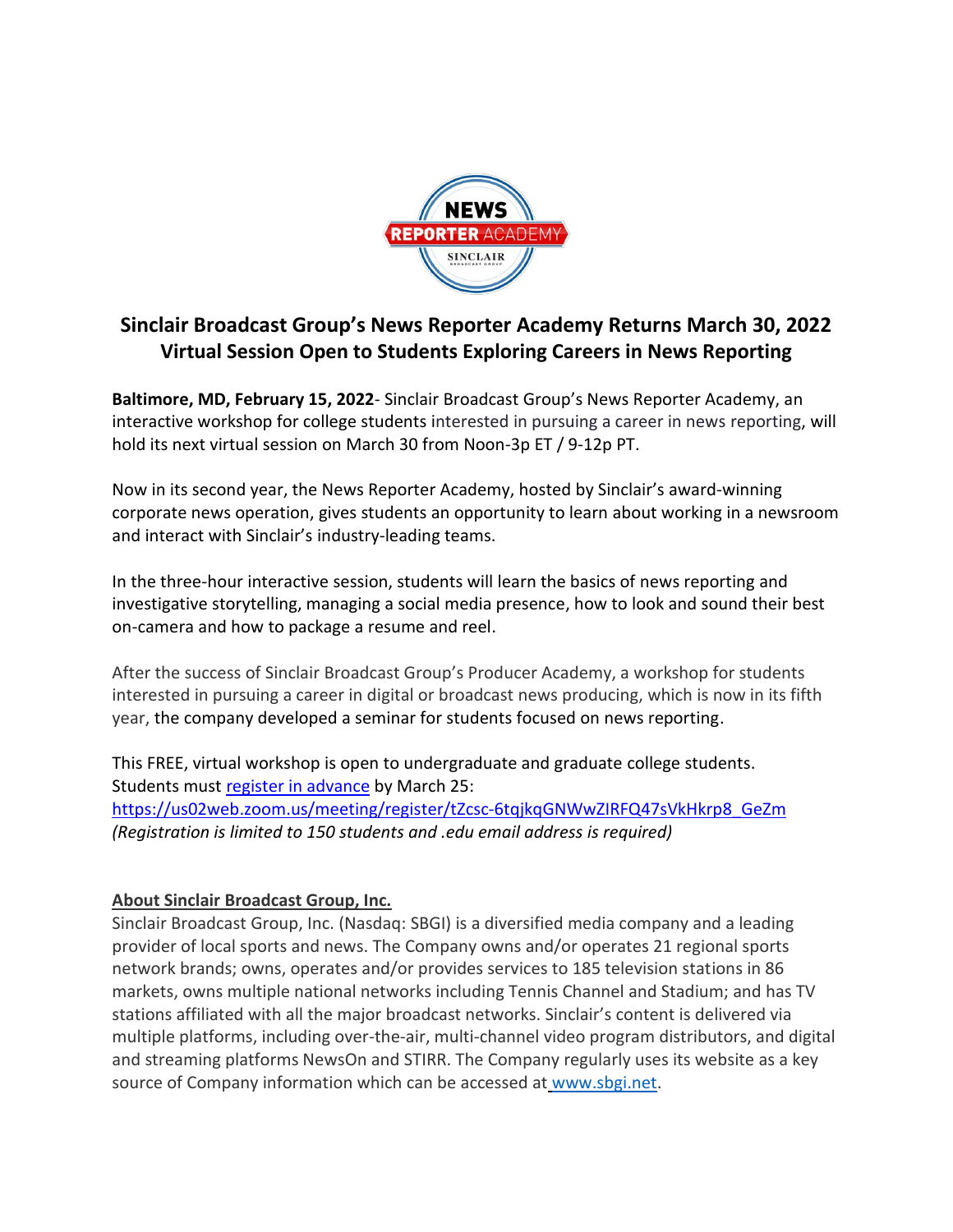# Sinclair Broadcast Group's News Reporter Academy Returns March 30, 2022
## Virtual Session Open to Students Exploring Careers in News Reporting

**Baltimore, MD, February 15, 2022**- Sinclair Broadcast Group's News Reporter Academy, an interactive workshop for college students interested in pursuing a career in news reporting, will hold its next virtual session on March 30 from Noon-3p ET / 9-12p PT.

Now in its second year, the News Reporter Academy, hosted by Sinclair's award-winning corporate news operation, gives students an opportunity to learn about working in a newsroom and interact with Sinclair's industry-leading teams.

In the three-hour interactive session, students will learn the basics of news reporting and investigative storytelling, managing a social media presence, how to look and sound their best on-camera and how to package a resume and reel.

After the success of Sinclair Broadcast Group's Producer Academy, a workshop for students interested in pursuing a career in digital or broadcast news producing, which is now in its fifth year, the company developed a seminar for students focused on news reporting.

This FREE, virtual workshop is open to undergraduate and graduate college students. Students must register in advance by March 25:
https://us02web.zoom.us/meeting/register/tZcsc-6tqjkqGNWwZIRFQ47sVkHkrp8_GeZm
*(Registration is limited to 150 students and .edu email address is required)*

**About Sinclair Broadcast Group, Inc.**

Sinclair Broadcast Group, Inc. (Nasdaq: SBGI) is a diversified media company and a leading provider of local sports and news. The Company owns and/or operates 21 regional sports network brands; owns, operates and/or provides services to 185 television stations in 86 markets, owns multiple national networks including Tennis Channel and Stadium; and has TV stations affiliated with all the major broadcast networks. Sinclair's content is delivered via multiple platforms, including over-the-air, multi-channel video program distributors, and digital and streaming platforms NewsOn and STIRR. The Company regularly uses its website as a key source of Company information which can be accessed at www.sbgi.net.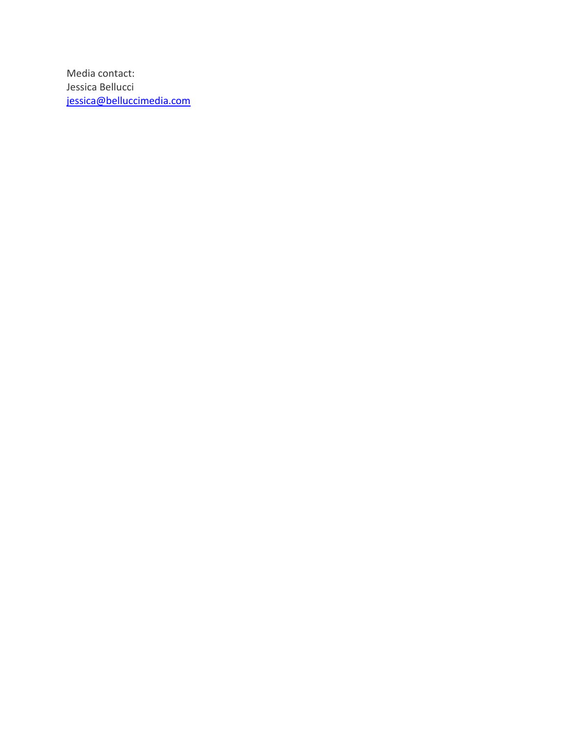Media contact:
Jessica Bellucci
jessica@belluccimedia.com